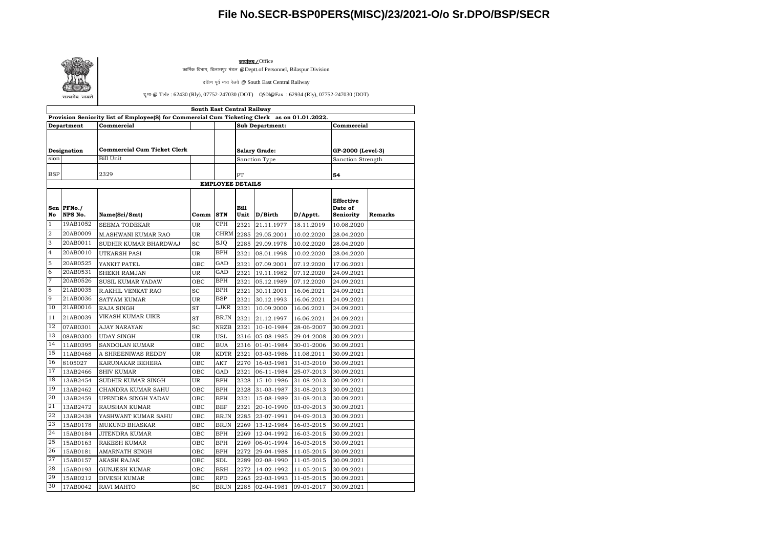# File No.SECR-BSP0PERS(MISC)/23/2021-O/o Sr.DPO/BSP/SECR

**कार्यालय / Office**

कार्मिक विभाग, बिलासपुर मंडल @Deptt.of Personnel, Bilaspur Division

दक्षिण पूर्व मध्य रेलवे @ South East Central Railway

दू.भा-@ Tele : 62430 (Rly), 07752-247030 (DOT) QSDI@Fax : 62934 (Rly), 07752-247030 (DOT)

सत्यमेव जयते

| South East Central Railway | | | | | | | | | |
|---|---|---|---|---|---|---|---|---|---|
| **Provision Seniority list of Employee(S) for Commercial Cum Ticketing Clerk as on 01.01.2022.** | | | | | | | | | |
| **Department** | | **Commercial** | | | **Sub Department:** | | | **Commercial** | |
| **Designation** | | **Commercial Cum Ticket Clerk** | | | **Salary Grade:** | | | **GP-2000 (Level-3)** | |
| sion | | Bill Unit | | | Sanction Type | | | Sanction Strength | |
| BSP | | 2329 | | | PT | | | **54** | |
| **EMPLOYEE DETAILS** | | | | | | | | | |
| **Sen No** | **PFNo./ NPS No.** | **Name(Sri/Smt)** | **Comm** | **STN** | **Bill Unit** | **D/Birth** | **D/Apptt.** | **Effective Date of Seniority** | **Remarks** |
| 1 | 19AB1052 | SEEMA TODEKAR | UR | CPH | 2321 | 21.11.1977 | 18.11.2019 | 10.08.2020 | |
| 2 | 20AB0009 | M.ASHWANI KUMAR RAO | UR | CHRM | 2285 | 29.05.2001 | 10.02.2020 | 28.04.2020 | |
| 3 | 20AB0011 | SUDHIR KUMAR BHARDWAJ | SC | SJQ | 2285 | 29.09.1978 | 10.02.2020 | 28.04.2020 | |
| 4 | 20AB0010 | UTKARSH PASI | UR | BPH | 2321 | 08.01.1998 | 10.02.2020 | 28.04.2020 | |
| 5 | 20AB0525 | YANKIT PATEL | OBC | GAD | 2321 | 07.09.2001 | 07.12.2020 | 17.06.2021 | |
| 6 | 20AB0531 | SHEKH RAMJAN | UR | GAD | 2321 | 19.11.1982 | 07.12.2020 | 24.09.2021 | |
| 7 | 20AB0526 | SUSIL KUMAR YADAW | OBC | BPH | 2321 | 05.12.1989 | 07.12.2020 | 24.09.2021 | |
| 8 | 21AB0035 | R.AKHIL VENKAT RAO | SC | BPH | 2321 | 30.11.2001 | 16.06.2021 | 24.09.2021 | |
| 9 | 21AB0036 | SATYAM KUMAR | UR | BSP | 2321 | 30.12.1993 | 16.06.2021 | 24.09.2021 | |
| 10 | 21AB0016 | RAJA SINGH | ST | LJKR | 2321 | 10.09.2000 | 16.06.2021 | 24.09.2021 | |
| 11 | 21AB0039 | VIKASH KUMAR UIKE | ST | BRJN | 2321 | 21.12.1997 | 16.06.2021 | 24.09.2021 | |
| 12 | 07AB0301 | AJAY NARAYAN | SC | NRZB | 2321 | 10-10-1984 | 28-06-2007 | 30.09.2021 | |
| 13 | 08AB0300 | UDAY SINGH | UR | USL | 2316 | 05-08-1985 | 29-04-2008 | 30.09.2021 | |
| 14 | 11AB0395 | SANDOLAN KUMAR | OBC | BUA | 2316 | 01-01-1984 | 30-01-2006 | 30.09.2021 | |
| 15 | 11AB0468 | A SHREENIWAS REDDY | UR | KDTR | 2321 | 03-03-1986 | 11.08.2011 | 30.09.2021 | |
| 16 | 8105027 | KARUNAKAR BEHERA | OBC | AKT | 2270 | 16-03-1981 | 31-03-2010 | 30.09.2021 | |
| 17 | 13AB2466 | SHIV KUMAR | OBC | GAD | 2321 | 06-11-1984 | 25-07-2013 | 30.09.2021 | |
| 18 | 13AB2454 | SUDHIR KUMAR SINGH | UR | BPH | 2328 | 15-10-1986 | 31-08-2013 | 30.09.2021 | |
| 19 | 13AB2462 | CHANDRA KUMAR SAHU | OBC | BPH | 2328 | 31-03-1987 | 31-08-2013 | 30.09.2021 | |
| 20 | 13AB2459 | UPENDRA SINGH YADAV | OBC | BPH | 2321 | 15-08-1989 | 31-08-2013 | 30.09.2021 | |
| 21 | 13AB2472 | RAUSHAN KUMAR | OBC | BEF | 2321 | 20-10-1990 | 03-09-2013 | 30.09.2021 | |
| 22 | 13AB2438 | YASHWANT KUMAR SAHU | OBC | BRJN | 2285 | 23-07-1991 | 04-09-2013 | 30.09.2021 | |
| 23 | 15AB0178 | MUKUND BHASKAR | OBC | BRJN | 2269 | 13-12-1984 | 16-03-2015 | 30.09.2021 | |
| 24 | 15AB0184 | JITENDRA KUMAR | OBC | BPH | 2269 | 12-04-1992 | 16-03-2015 | 30.09.2021 | |
| 25 | 15AB0163 | RAKESH KUMAR | OBC | BPH | 2269 | 06-01-1994 | 16-03-2015 | 30.09.2021 | |
| 26 | 15AB0181 | AMARNATH SINGH | OBC | BPH | 2272 | 29-04-1988 | 11-05-2015 | 30.09.2021 | |
| 27 | 15AB0157 | AKASH RAJAK | OBC | SDL | 2289 | 02-08-1990 | 11-05-2015 | 30.09.2021 | |
| 28 | 15AB0193 | GUNJESH KUMAR | OBC | BRH | 2272 | 14-02-1992 | 11-05-2015 | 30.09.2021 | |
| 29 | 15AB0212 | DIVESH KUMAR | OBC | RPD | 2265 | 22-03-1993 | 11-05-2015 | 30.09.2021 | |
| 30 | 17AB0042 | RAVI MAHTO | SC | BRJN | 2285 | 02-04-1981 | 09-01-2017 | 30.09.2021 | |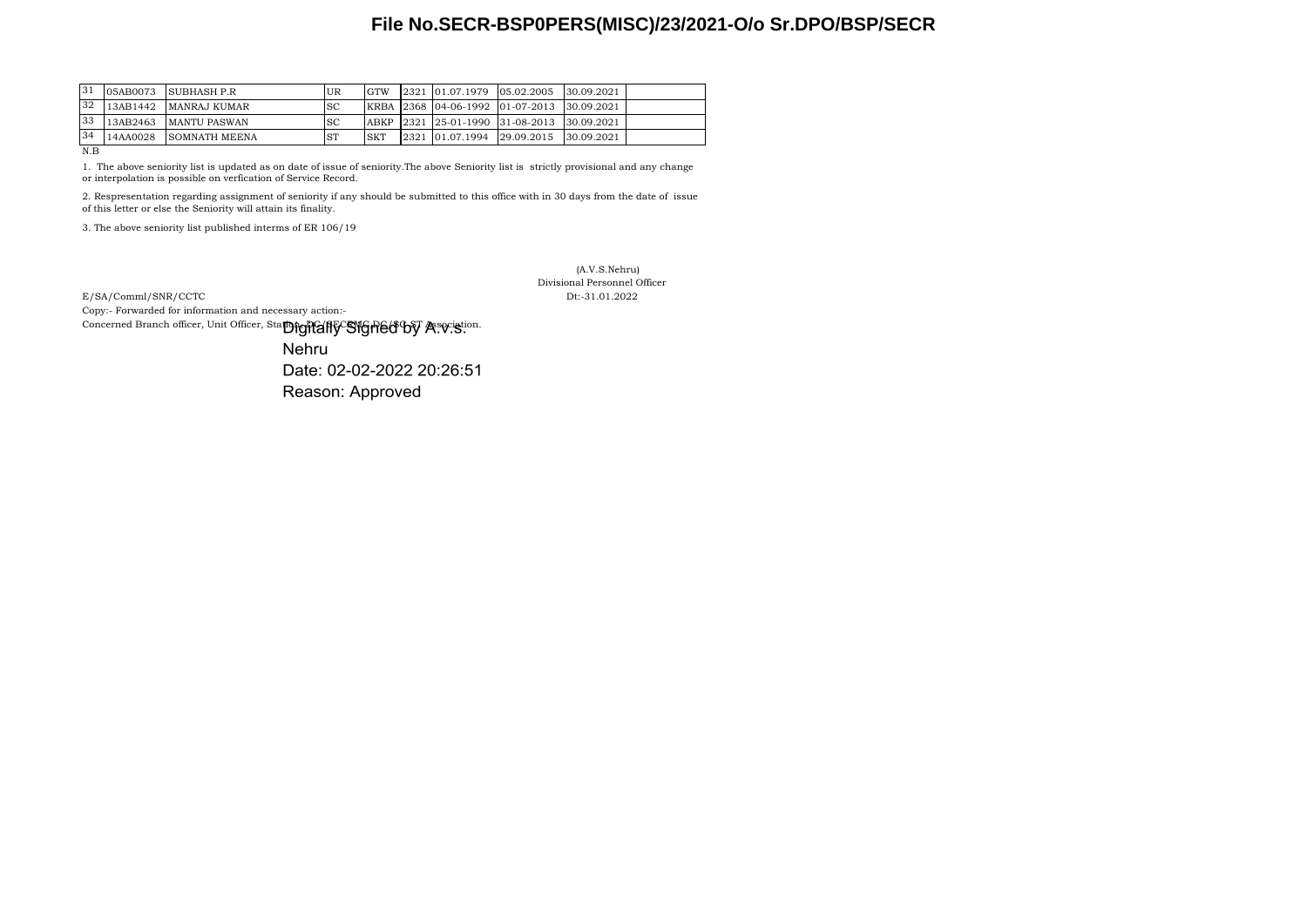# File No.SECR-BSP0PERS(MISC)/23/2021-O/o Sr.DPO/BSP/SECR

| | | | | | | | | | |
|---|---|---|---|---|---|---|---|---|---|
| 31 | 05AB0073 | SUBHASH P.R | UR | GTW | 2321 | 01.07.1979 | 05.02.2005 | 30.09.2021 | |
| 32 | 13AB1442 | MANRAJ KUMAR | SC | KRBA | 2368 | 04-06-1992 | 01-07-2013 | 30.09.2021 | |
| 33 | 13AB2463 | MANTU PASWAN | SC | ABKP | 2321 | 25-01-1990 | 31-08-2013 | 30.09.2021 | |
| 34 | 14AA0028 | SOMNATH MEENA | ST | SKT | 2321 | 01.07.1994 | 29.09.2015 | 30.09.2021 | |

N.B

1. The above seniority list is updated as on date of issue of seniority.The above Seniority list is strictly provisional and any change or interpolation is possible on verfication of Service Record.

2. Respresentation regarding assignment of seniority if any should be submitted to this office with in 30 days from the date of issue of this letter or else the Seniority will attain its finality.

3. The above seniority list published interms of ER 106/19

(A.V.S.Nehru)
Divisional Personnel Officer
Dt:-31.01.2022

E/SA/Comml/SNR/CCTC

Copy:- Forwarded for information and necessary action:-

Concerned Branch officer, Unit Officer, Station, DC/SECRMC,DC/SC-ST Association.

Digitally Signed by A.v.s. Nehru
Date: 02-02-2022 20:26:51
Reason: Approved